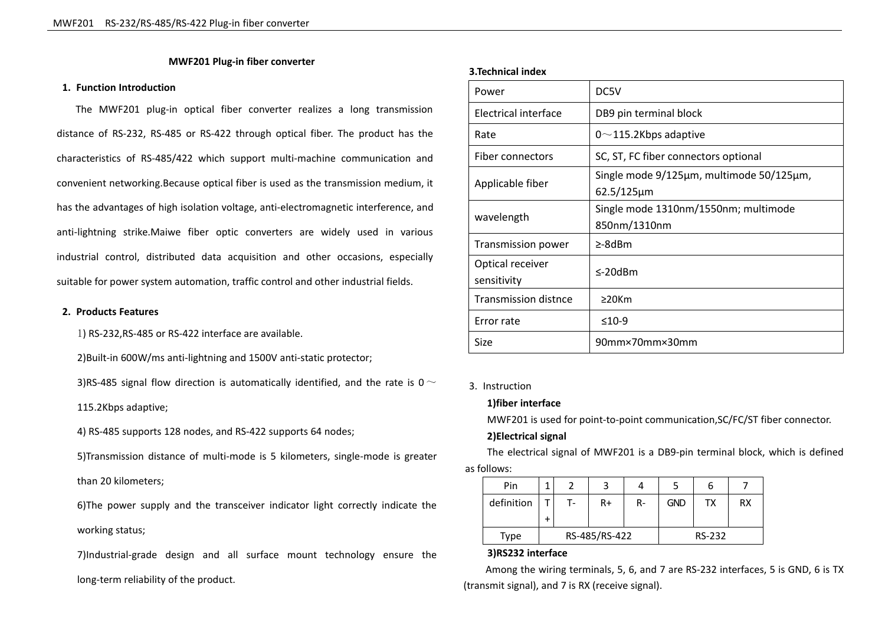# MWF201 Plug-in fiber converter

## 1. Function Introduction

The MWF201 plug-in optical fiber converter realizes a long transmission distance of RS-232, RS-485 or RS-422 through optical fiber. The product has the characteristics of RS-485/422 which support multi-machine communication and convenient networking.Because optical fiber is used as the transmission medium, it has the advantages of high isolation voltage, anti-electromagnetic interference, and anti-lightning strike.Maiwe fiber optic converters are widely used in various industrial control, distributed data acquisition and other occasions, especially suitable for power system automation, traffic control and other industrial fields.

## 2. Products Features

1) RS-232,RS-485 or RS-422 interface are available.

2)Built-in 600W/ms anti-lightning and 1500V anti-static protector;

3)RS-485 signal flow direction is automatically identified, and the rate is 0～115.2Kbps adaptive;

4) RS-485 supports 128 nodes, and RS-422 supports 64 nodes;

5)Transmission distance of multi-mode is 5 kilometers, single-mode is greater than 20 kilometers;

6)The power supply and the transceiver indicator light correctly indicate the working status;

7)Industrial-grade design and all surface mount technology ensure the long-term reliability of the product.

## 3.Technical index

| Power | DC5V |
|---|---|
| Electrical interface | DB9 pin terminal block |
| Rate | 0～115.2Kbps adaptive |
| Fiber connectors | SC, ST, FC fiber connectors optional |
| Applicable fiber | Single mode 9/125μm, multimode 50/125μm, 62.5/125μm |
| wavelength | Single mode 1310nm/1550nm; multimode 850nm/1310nm |
| Transmission power | ≥-8dBm |
| Optical receiver sensitivity | ≤-20dBm |
| Transmission distnce | ≥20Km |
| Error rate | ≤10-9 |
| Size | 90mm×70mm×30mm |

## 3. Instruction

**1)fiber interface**

MWF201 is used for point-to-point communication,SC/FC/ST fiber connector.

**2)Electrical signal**

The electrical signal of MWF201 is a DB9-pin terminal block, which is defined as follows:

| Pin | 1 | 2 | 3 | 4 | 5 | 6 | 7 |
|---|---|---|---|---|---|---|---|
| definition | T+ | T- | R+ | R- | GND | TX | RX |
| Type | RS-485/RS-422 | | | | RS-232 | | |

**3)RS232 interface**

Among the wiring terminals, 5, 6, and 7 are RS-232 interfaces, 5 is GND, 6 is TX (transmit signal), and 7 is RX (receive signal).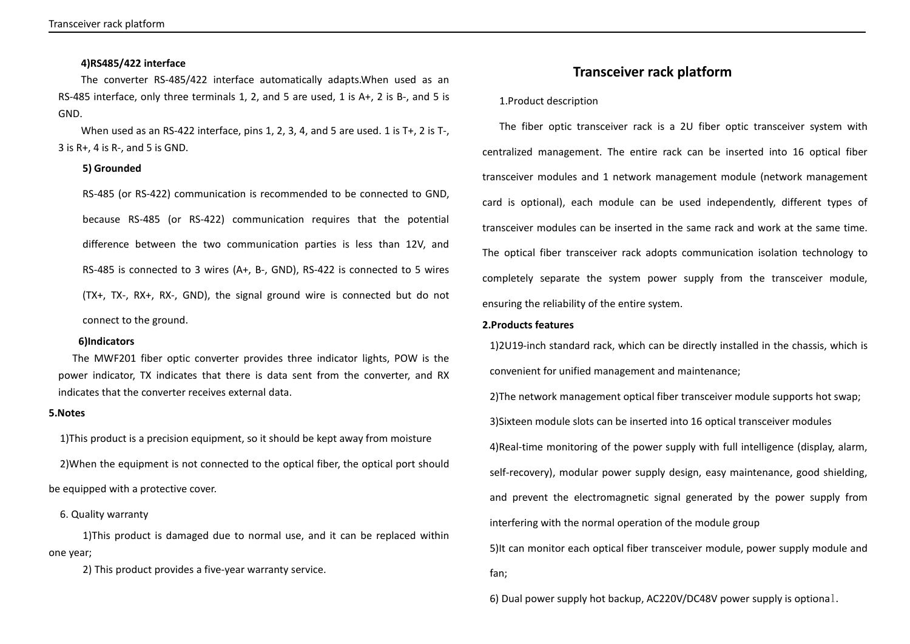**4)RS485/422 interface**

The converter RS-485/422 interface automatically adapts.When used as an RS-485 interface, only three terminals 1, 2, and 5 are used, 1 is A+, 2 is B-, and 5 is GND.

When used as an RS-422 interface, pins 1, 2, 3, 4, and 5 are used. 1 is T+, 2 is T-, 3 is R+, 4 is R-, and 5 is GND.

**5) Grounded**

RS-485 (or RS-422) communication is recommended to be connected to GND, because RS-485 (or RS-422) communication requires that the potential difference between the two communication parties is less than 12V, and RS-485 is connected to 3 wires (A+, B-, GND), RS-422 is connected to 5 wires (TX+, TX-, RX+, RX-, GND), the signal ground wire is connected but do not connect to the ground.

**6)Indicators**

The MWF201 fiber optic converter provides three indicator lights, POW is the power indicator, TX indicates that there is data sent from the converter, and RX indicates that the converter receives external data.

**5.Notes**

1)This product is a precision equipment, so it should be kept away from moisture

2)When the equipment is not connected to the optical fiber, the optical port should be equipped with a protective cover.

6. Quality warranty

1)This product is damaged due to normal use, and it can be replaced within one year;

2) This product provides a five-year warranty service.

# Transceiver rack platform

1.Product description

The fiber optic transceiver rack is a 2U fiber optic transceiver system with centralized management. The entire rack can be inserted into 16 optical fiber transceiver modules and 1 network management module (network management card is optional), each module can be used independently, different types of transceiver modules can be inserted in the same rack and work at the same time. The optical fiber transceiver rack adopts communication isolation technology to completely separate the system power supply from the transceiver module, ensuring the reliability of the entire system.

**2.Products features**

1)2U19-inch standard rack, which can be directly installed in the chassis, which is convenient for unified management and maintenance;

2)The network management optical fiber transceiver module supports hot swap;

3)Sixteen module slots can be inserted into 16 optical transceiver modules

4)Real-time monitoring of the power supply with full intelligence (display, alarm, self-recovery), modular power supply design, easy maintenance, good shielding, and prevent the electromagnetic signal generated by the power supply from interfering with the normal operation of the module group

5)It can monitor each optical fiber transceiver module, power supply module and fan;

6) Dual power supply hot backup, AC220V/DC48V power supply is optional.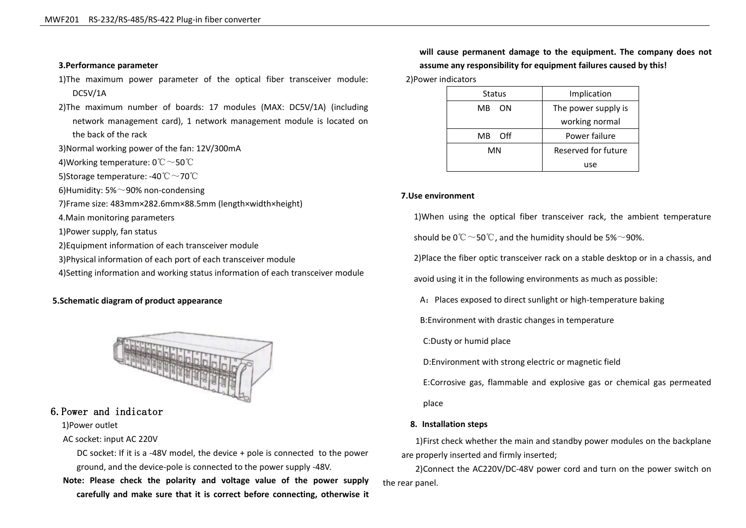### 3.Performance parameter

1)The maximum power parameter of the optical fiber transceiver module: DC5V/1A

2)The maximum number of boards: 17 modules (MAX: DC5V/1A) (including network management card), 1 network management module is located on the back of the rack

3)Normal working power of the fan: 12V/300mA

4)Working temperature: 0℃～50℃

5)Storage temperature: -40℃～70℃

6)Humidity: 5%～90% non-condensing

7)Frame size: 483mm×282.6mm×88.5mm (length×width×height)

4.Main monitoring parameters

1)Power supply, fan status

2)Equipment information of each transceiver module

3)Physical information of each port of each transceiver module

4)Setting information and working status information of each transceiver module

### 5.Schematic diagram of product appearance

### 6. Power and indicator

1)Power outlet

AC socket: input AC 220V

DC socket: If it is a -48V model, the device + pole is connected to the power ground, and the device-pole is connected to the power supply -48V.

**Note: Please check the polarity and voltage value of the power supply carefully and make sure that it is correct before connecting, otherwise it will cause permanent damage to the equipment. The company does not assume any responsibility for equipment failures caused by this!**

2)Power indicators

| Status | Implication |
|---|---|
| MB ON | The power supply is working normal |
| MB Off | Power failure |
| MN | Reserved for future use |

### 7.Use environment

1)When using the optical fiber transceiver rack, the ambient temperature should be 0℃～50℃, and the humidity should be 5%～90%.

2)Place the fiber optic transceiver rack on a stable desktop or in a chassis, and avoid using it in the following environments as much as possible:

A：Places exposed to direct sunlight or high-temperature baking

B:Environment with drastic changes in temperature

C:Dusty or humid place

D:Environment with strong electric or magnetic field

E:Corrosive gas, flammable and explosive gas or chemical gas permeated place

### 8. Installation steps

1)First check whether the main and standby power modules on the backplane are properly inserted and firmly inserted;

2)Connect the AC220V/DC-48V power cord and turn on the power switch on the rear panel.